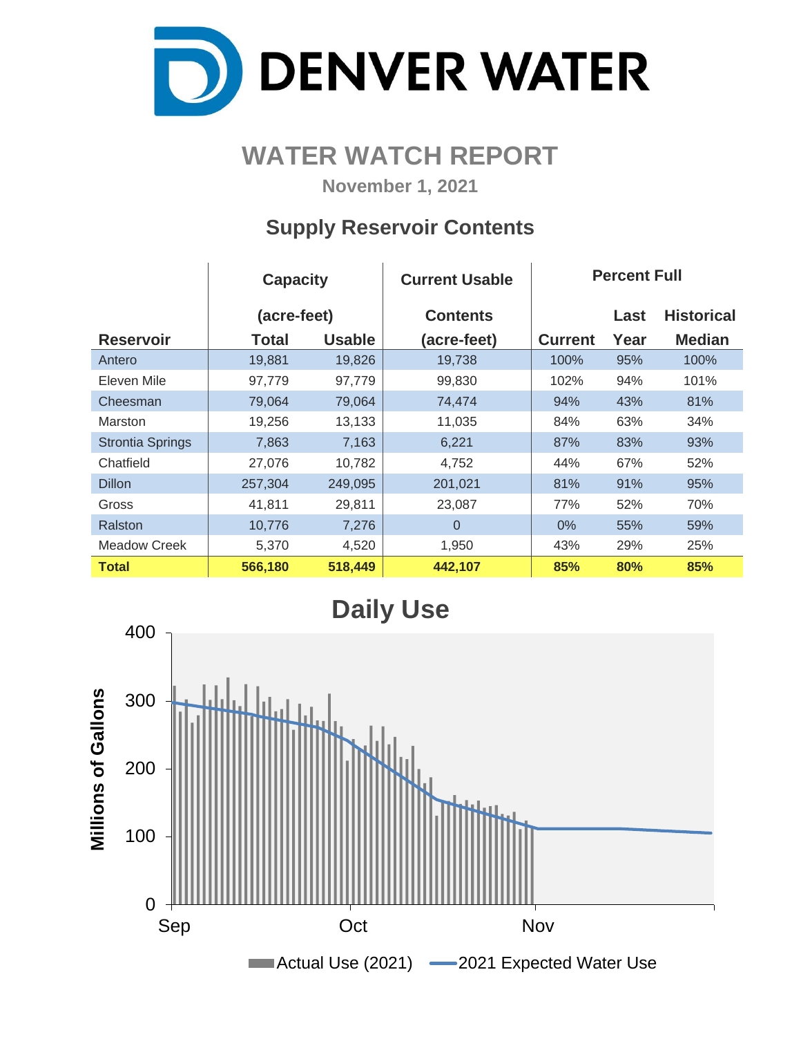# DENVER WATER

## WATER WATCH REPORT

**November 1, 2021**

### Supply Reservoir Contents

| Reservoir | Capacity (acre-feet) Total | Capacity (acre-feet) Usable | Current Usable Contents (acre-feet) | Percent Full Current | Percent Full Last Year | Percent Full Historical Median |
|---|---|---|---|---|---|---|
| Antero | 19,881 | 19,826 | 19,738 | 100% | 95% | 100% |
| Eleven Mile | 97,779 | 97,779 | 99,830 | 102% | 94% | 101% |
| Cheesman | 79,064 | 79,064 | 74,474 | 94% | 43% | 81% |
| Marston | 19,256 | 13,133 | 11,035 | 84% | 63% | 34% |
| Strontia Springs | 7,863 | 7,163 | 6,221 | 87% | 83% | 93% |
| Chatfield | 27,076 | 10,782 | 4,752 | 44% | 67% | 52% |
| Dillon | 257,304 | 249,095 | 201,021 | 81% | 91% | 95% |
| Gross | 41,811 | 29,811 | 23,087 | 77% | 52% | 70% |
| Ralston | 10,776 | 7,276 | 0 | 0% | 55% | 59% |
| Meadow Creek | 5,370 | 4,520 | 1,950 | 43% | 29% | 25% |
| **Total** | **566,180** | **518,449** | **442,107** | **85%** | **80%** | **85%** |

### Daily Use

Millions of Gallons (0–400), Sep – Oct – Nov

Actual Use (2021) — 2021 Expected Water Use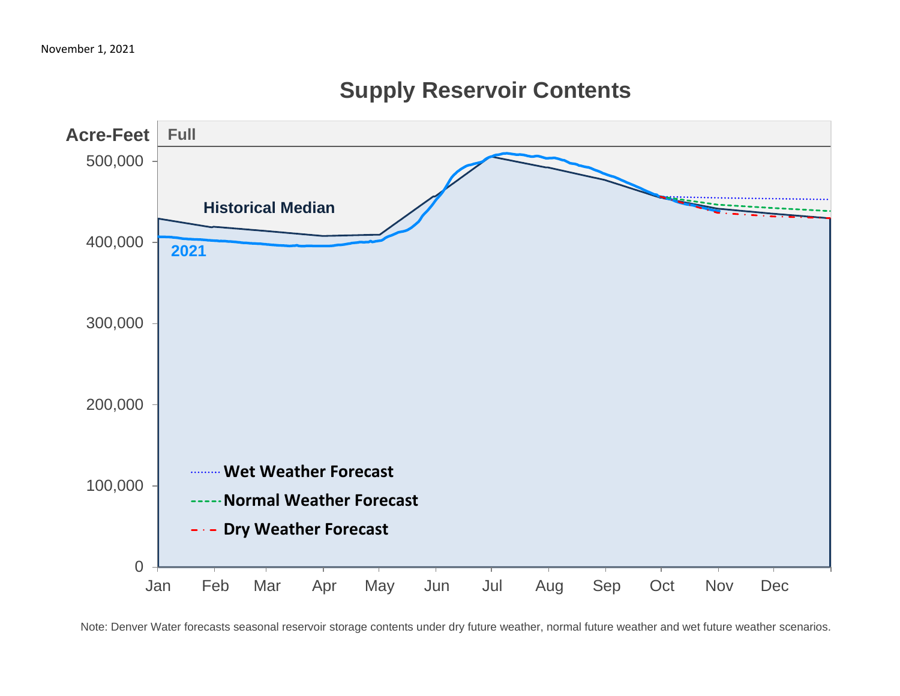November 1, 2021

## Supply Reservoir Contents

Acre-Feet

Full

Historical Median

2021

Wet Weather Forecast

Normal Weather Forecast

Dry Weather Forecast

500,000
400,000
300,000
200,000
100,000
0

Jan Feb Mar Apr May Jun Jul Aug Sep Oct Nov Dec

Note: Denver Water forecasts seasonal reservoir storage contents under dry future weather, normal future weather and wet future weather scenarios.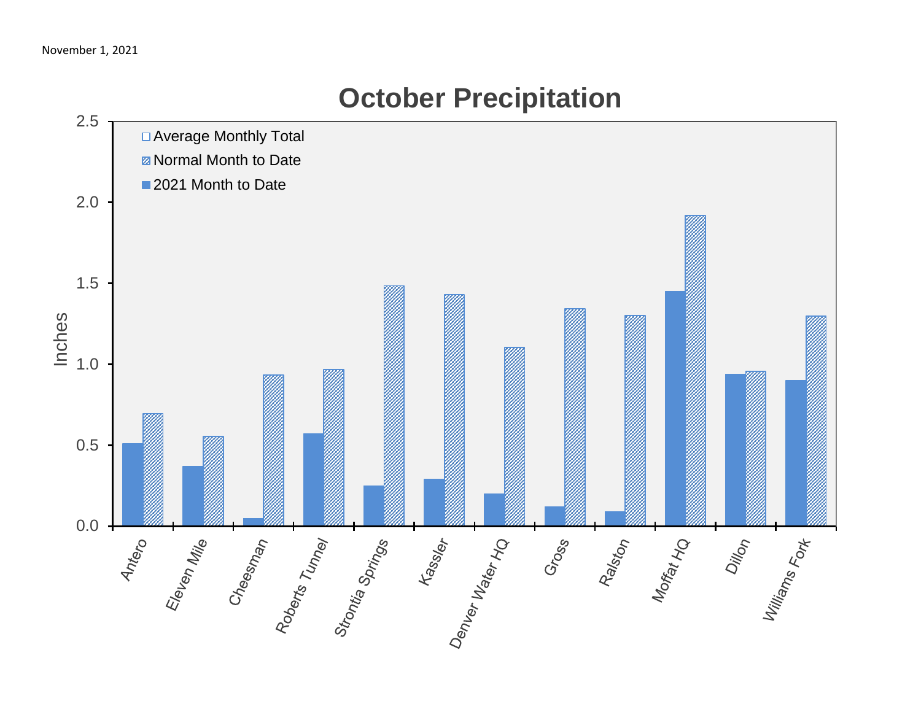November 1, 2021

# October Precipitation

Inches

- Average Monthly Total
- Normal Month to Date
- 2021 Month to Date

Antero, Eleven Mile, Cheesman, Roberts Tunnel, Strontia Springs, Kassler, Denver Water HQ, Gross, Ralston, Moffat HQ, Dillon, Williams Fork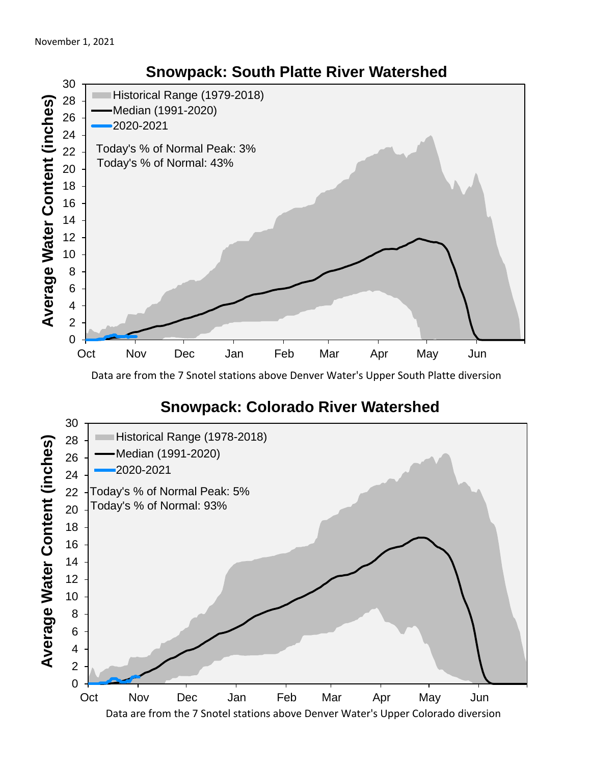November 1, 2021

## Snowpack: South Platte River Watershed

Historical Range (1979-2018)
Median (1991-2020)
2020-2021

Today's % of Normal Peak: 3%
Today's % of Normal: 43%

Average Water Content (inches)

Oct Nov Dec Jan Feb Mar Apr May Jun

Data are from the 7 Snotel stations above Denver Water's Upper South Platte diversion

## Snowpack: Colorado River Watershed

Historical Range (1978-2018)
Median (1991-2020)
2020-2021

Today's % of Normal Peak: 5%
Today's % of Normal: 93%

Average Water Content (inches)

Oct Nov Dec Jan Feb Mar Apr May Jun

Data are from the 7 Snotel stations above Denver Water's Upper Colorado diversion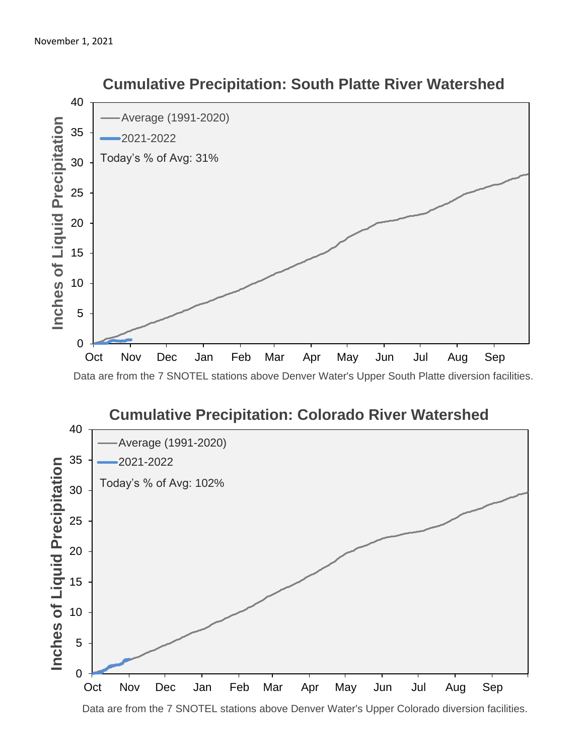November 1, 2021

## Cumulative Precipitation: South Platte River Watershed

Inches of Liquid Precipitation

Average (1991-2020)

2021-2022

Today's % of Avg: 31%

Data are from the 7 SNOTEL stations above Denver Water's Upper South Platte diversion facilities.

## Cumulative Precipitation: Colorado River Watershed

Inches of Liquid Precipitation

Average (1991-2020)

2021-2022

Today's % of Avg: 102%

Data are from the 7 SNOTEL stations above Denver Water's Upper Colorado diversion facilities.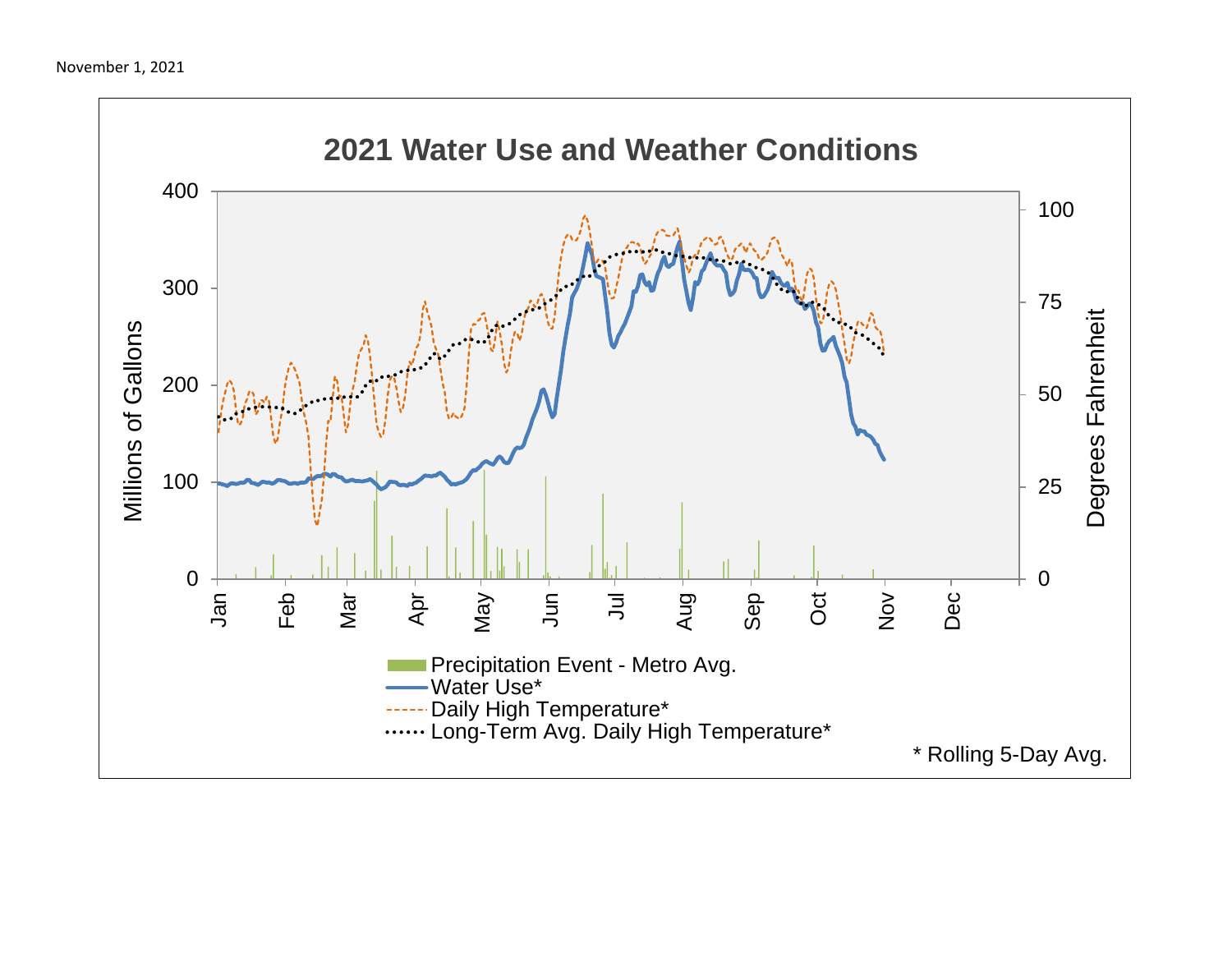November 1, 2021

## 2021 Water Use and Weather Conditions

Millions of Gallons: 0, 100, 200, 300, 400

Degrees Fahrenheit: 0, 25, 50, 75, 100

Jan, Feb, Mar, Apr, May, Jun, Jul, Aug, Sep, Oct, Nov, Dec

Precipitation Event - Metro Avg.
Water Use*
Daily High Temperature*
Long-Term Avg. Daily High Temperature*

* Rolling 5-Day Avg.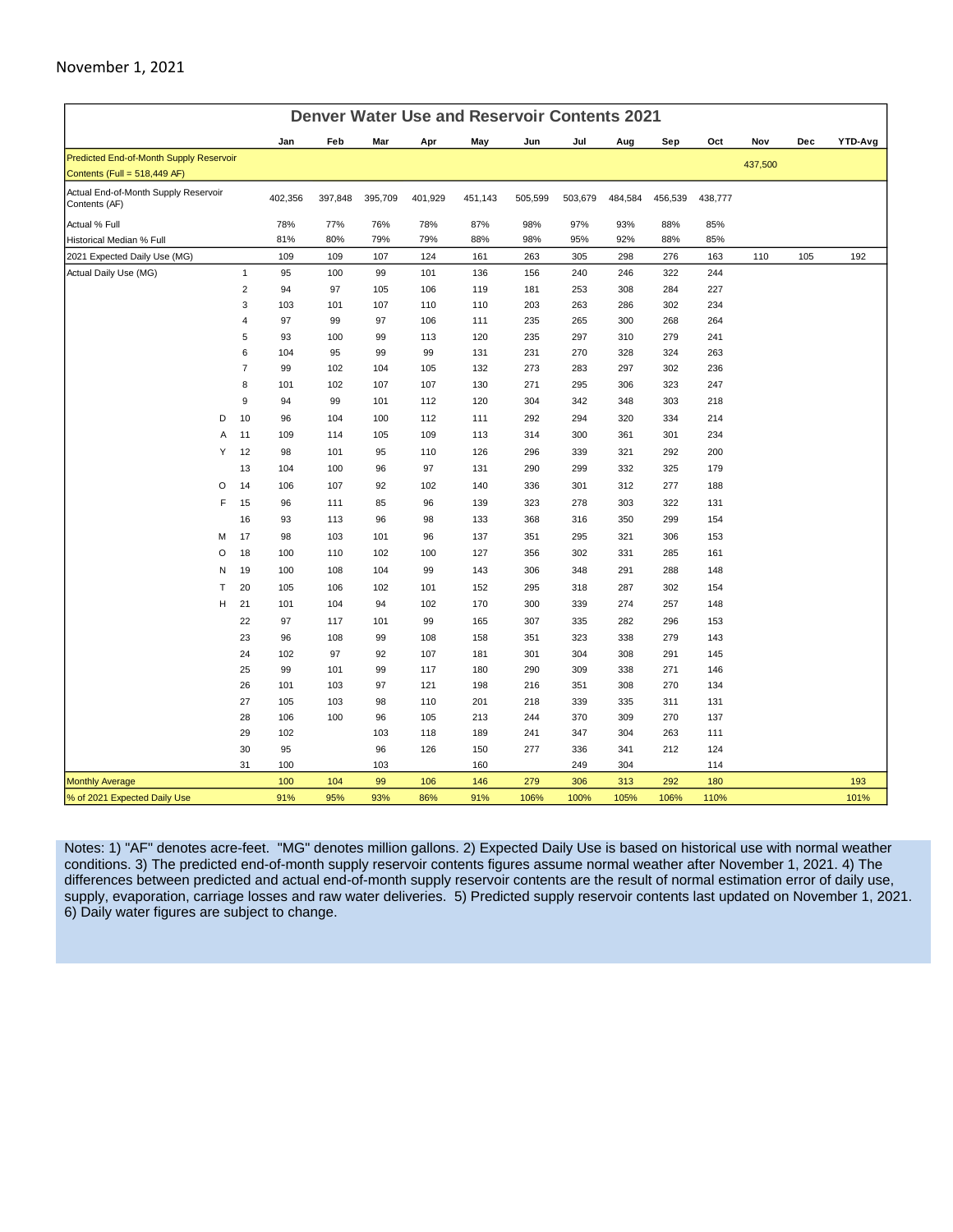November 1, 2021

## Denver Water Use and Reservoir Contents 2021

| | | Jan | Feb | Mar | Apr | May | Jun | Jul | Aug | Sep | Oct | Nov | Dec | YTD-Avg |
|---|---|---|---|---|---|---|---|---|---|---|---|---|---|---|
| Predicted End-of-Month Supply Reservoir Contents (Full = 518,449 AF) | | | | | | | | | | | | 437,500 | | |
| Actual End-of-Month Supply Reservoir Contents (AF) | | 402,356 | 397,848 | 395,709 | 401,929 | 451,143 | 505,599 | 503,679 | 484,584 | 456,539 | 438,777 | | | |
| Actual % Full | | 78% | 77% | 76% | 78% | 87% | 98% | 97% | 93% | 88% | 85% | | | |
| Historical Median % Full | | 81% | 80% | 79% | 79% | 88% | 98% | 95% | 92% | 88% | 85% | | | |
| 2021 Expected Daily Use (MG) | | 109 | 109 | 107 | 124 | 161 | 263 | 305 | 298 | 276 | 163 | 110 | 105 | 192 |
| Actual Daily Use (MG) | 1 | 95 | 100 | 99 | 101 | 136 | 156 | 240 | 246 | 322 | 244 | | | |
| | 2 | 94 | 97 | 105 | 106 | 119 | 181 | 253 | 308 | 284 | 227 | | | |
| | 3 | 103 | 101 | 107 | 110 | 110 | 203 | 263 | 286 | 302 | 234 | | | |
| | 4 | 97 | 99 | 97 | 106 | 111 | 235 | 265 | 300 | 268 | 264 | | | |
| | 5 | 93 | 100 | 99 | 113 | 120 | 235 | 297 | 310 | 279 | 241 | | | |
| | 6 | 104 | 95 | 99 | 99 | 131 | 231 | 270 | 328 | 324 | 263 | | | |
| | 7 | 99 | 102 | 104 | 105 | 132 | 273 | 283 | 297 | 302 | 236 | | | |
| | 8 | 101 | 102 | 107 | 107 | 130 | 271 | 295 | 306 | 323 | 247 | | | |
| | 9 | 94 | 99 | 101 | 112 | 120 | 304 | 342 | 348 | 303 | 218 | | | |
| D | 10 | 96 | 104 | 100 | 112 | 111 | 292 | 294 | 320 | 334 | 214 | | | |
| A | 11 | 109 | 114 | 105 | 109 | 113 | 314 | 300 | 361 | 301 | 234 | | | |
| Y | 12 | 98 | 101 | 95 | 110 | 126 | 296 | 339 | 321 | 292 | 200 | | | |
| | 13 | 104 | 100 | 96 | 97 | 131 | 290 | 299 | 332 | 325 | 179 | | | |
| O | 14 | 106 | 107 | 92 | 102 | 140 | 336 | 301 | 312 | 277 | 188 | | | |
| F | 15 | 96 | 111 | 85 | 96 | 139 | 323 | 278 | 303 | 322 | 131 | | | |
| | 16 | 93 | 113 | 96 | 98 | 133 | 368 | 316 | 350 | 299 | 154 | | | |
| M | 17 | 98 | 103 | 101 | 96 | 137 | 351 | 295 | 321 | 306 | 153 | | | |
| O | 18 | 100 | 110 | 102 | 100 | 127 | 356 | 302 | 331 | 285 | 161 | | | |
| N | 19 | 100 | 108 | 104 | 99 | 143 | 306 | 348 | 291 | 288 | 148 | | | |
| T | 20 | 105 | 106 | 102 | 101 | 152 | 295 | 318 | 287 | 302 | 154 | | | |
| H | 21 | 101 | 104 | 94 | 102 | 170 | 300 | 339 | 274 | 257 | 148 | | | |
| | 22 | 97 | 117 | 101 | 99 | 165 | 307 | 335 | 282 | 296 | 153 | | | |
| | 23 | 96 | 108 | 99 | 108 | 158 | 351 | 323 | 338 | 279 | 143 | | | |
| | 24 | 102 | 97 | 92 | 107 | 181 | 301 | 304 | 308 | 291 | 145 | | | |
| | 25 | 99 | 101 | 99 | 117 | 180 | 290 | 309 | 338 | 271 | 146 | | | |
| | 26 | 101 | 103 | 97 | 121 | 198 | 216 | 351 | 308 | 270 | 134 | | | |
| | 27 | 105 | 103 | 98 | 110 | 201 | 218 | 339 | 335 | 311 | 131 | | | |
| | 28 | 106 | 100 | 96 | 105 | 213 | 244 | 370 | 309 | 270 | 137 | | | |
| | 29 | 102 | | 103 | 118 | 189 | 241 | 347 | 304 | 263 | 111 | | | |
| | 30 | 95 | | 96 | 126 | 150 | 277 | 336 | 341 | 212 | 124 | | | |
| | 31 | 100 | | 103 | | 160 | | 249 | 304 | | 114 | | | |
| Monthly Average | | 100 | 104 | 99 | 106 | 146 | 279 | 306 | 313 | 292 | 180 | | | 193 |
| % of 2021 Expected Daily Use | | 91% | 95% | 93% | 86% | 91% | 106% | 100% | 105% | 106% | 110% | | | 101% |

Notes: 1) "AF" denotes acre-feet. "MG" denotes million gallons. 2) Expected Daily Use is based on historical use with normal weather conditions. 3) The predicted end-of-month supply reservoir contents figures assume normal weather after November 1, 2021. 4) The differences between predicted and actual end-of-month supply reservoir contents are the result of normal estimation error of daily use, supply, evaporation, carriage losses and raw water deliveries. 5) Predicted supply reservoir contents last updated on November 1, 2021. 6) Daily water figures are subject to change.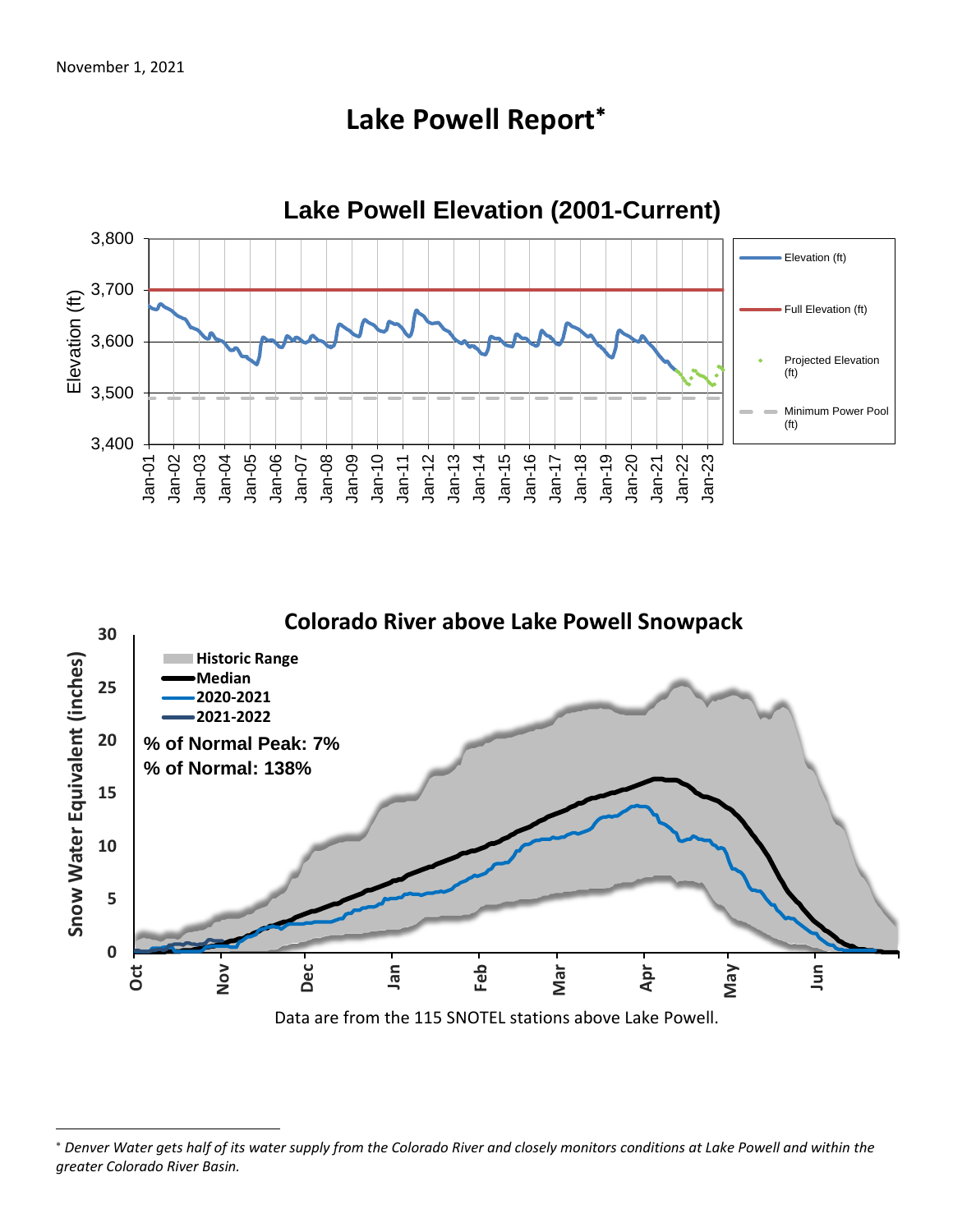November 1, 2021

# Lake Powell Report*

## Lake Powell Elevation (2001-Current)

Elevation (ft)

3,800
3,700
3,600
3,500
3,400

Jan-01 Jan-02 Jan-03 Jan-04 Jan-05 Jan-06 Jan-07 Jan-08 Jan-09 Jan-10 Jan-11 Jan-12 Jan-13 Jan-14 Jan-15 Jan-16 Jan-17 Jan-18 Jan-19 Jan-20 Jan-21 Jan-22 Jan-23

Elevation (ft)
Full Elevation (ft)
Projected Elevation (ft)
Minimum Power Pool (ft)

## Colorado River above Lake Powell Snowpack

Snow Water Equivalent (inches)

30
25
20
15
10
5
0

Oct Nov Dec Jan Feb Mar Apr May Jun

**Historic Range**
**Median**
**2020-2021**
**2021-2022**

**% of Normal Peak: 7%**
**% of Normal: 138%**

Data are from the 115 SNOTEL stations above Lake Powell.

---

* *Denver Water gets half of its water supply from the Colorado River and closely monitors conditions at Lake Powell and within the greater Colorado River Basin.*